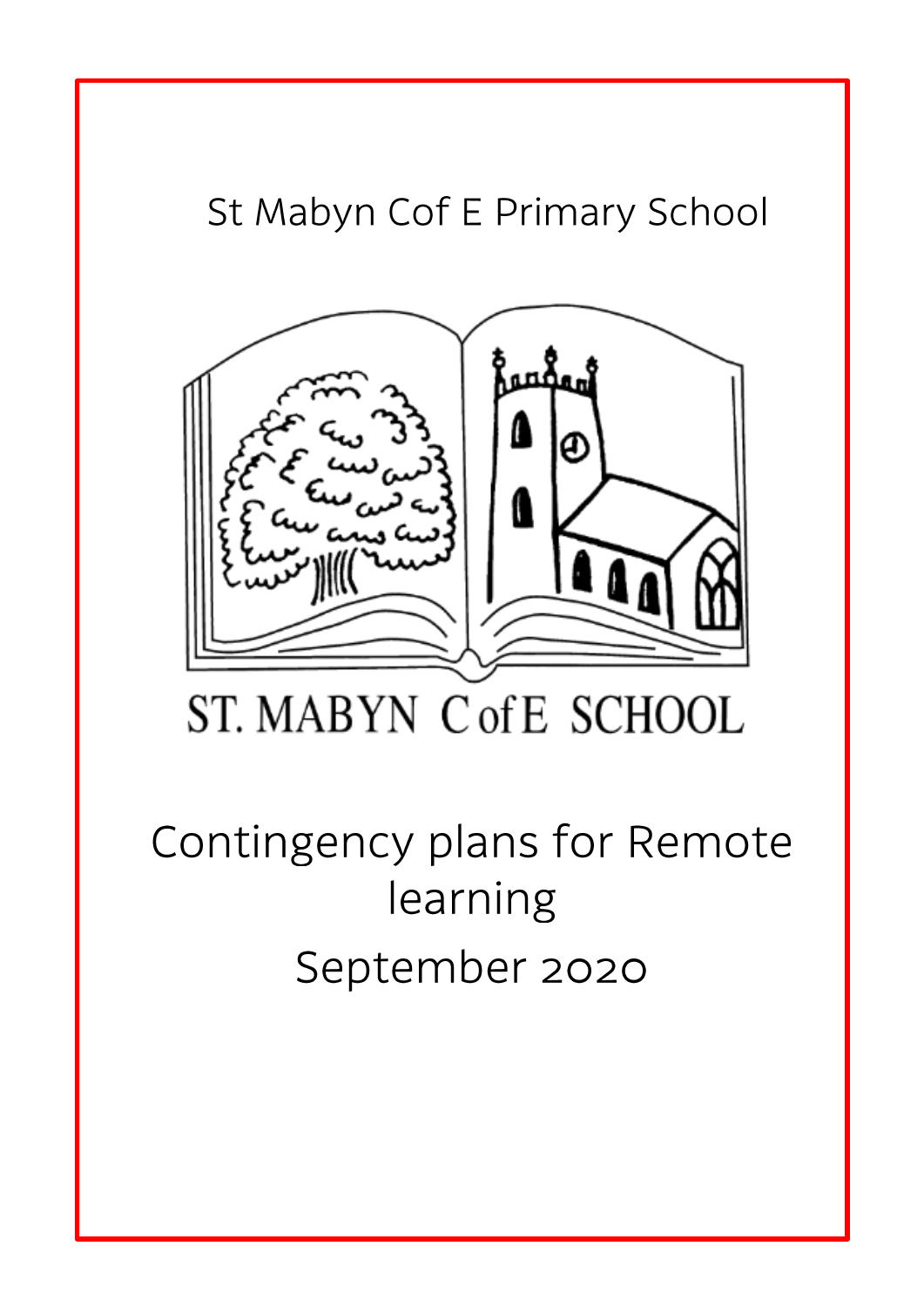St Mabyn Cof E Primary School

ST. MABYN C of E SCHOOL

# Contingency plans for Remote learning

September 2020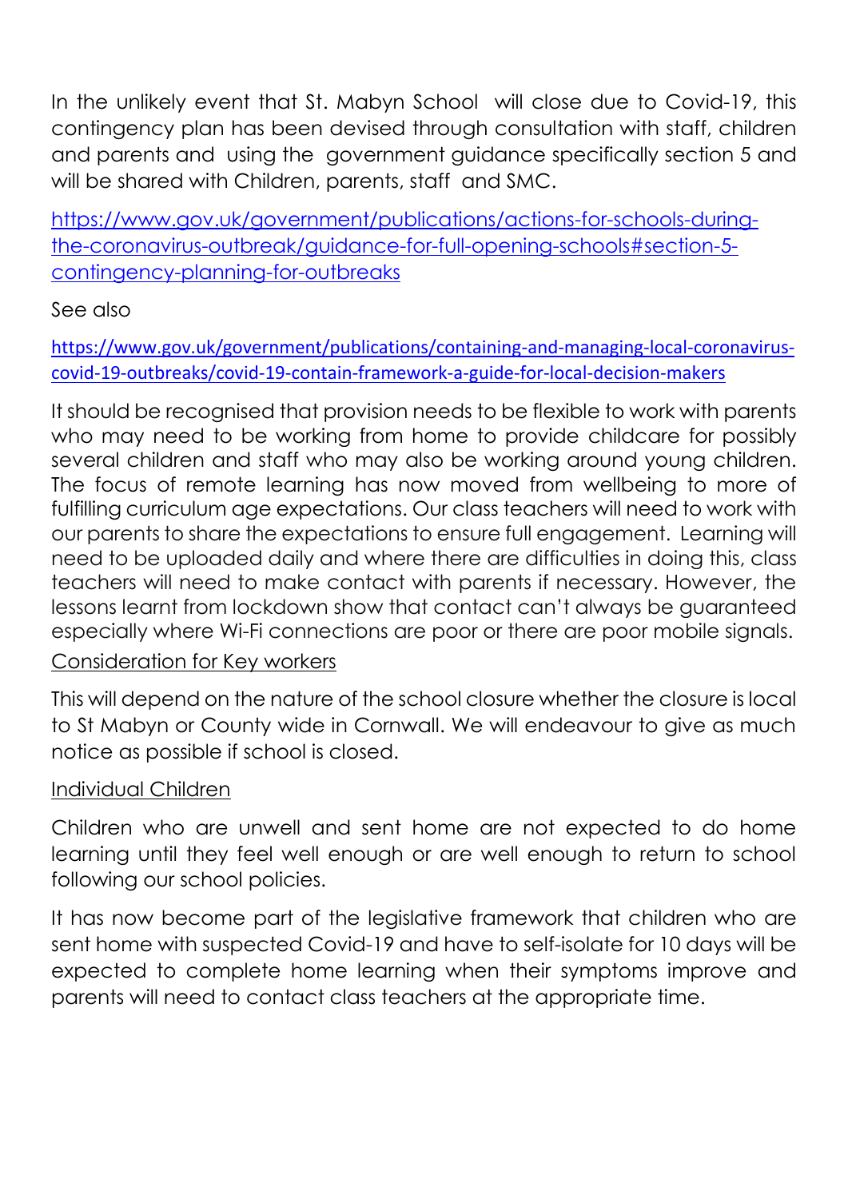In the unlikely event that St. Mabyn School will close due to Covid-19, this contingency plan has been devised through consultation with staff, children and parents and using the government guidance specifically section 5 and will be shared with Children, parents, staff and SMC.

[https://www.gov.uk/government/publications/actions-for-schools-during-the-coronavirus-outbreak/guidance-for-full-opening-schools#section-5-contingency-planning-for-outbreaks](https://www.gov.uk/government/publications/actions-for-schools-during-the-coronavirus-outbreak/guidance-for-full-opening-schools#section-5-contingency-planning-for-outbreaks)

See also

[https://www.gov.uk/government/publications/containing-and-managing-local-coronavirus-covid-19-outbreaks/covid-19-contain-framework-a-guide-for-local-decision-makers](https://www.gov.uk/government/publications/containing-and-managing-local-coronavirus-covid-19-outbreaks/covid-19-contain-framework-a-guide-for-local-decision-makers)

It should be recognised that provision needs to be flexible to work with parents who may need to be working from home to provide childcare for possibly several children and staff who may also be working around young children. The focus of remote learning has now moved from wellbeing to more of fulfilling curriculum age expectations. Our class teachers will need to work with our parents to share the expectations to ensure full engagement. Learning will need to be uploaded daily and where there are difficulties in doing this, class teachers will need to make contact with parents if necessary. However, the lessons learnt from lockdown show that contact can't always be guaranteed especially where Wi-Fi connections are poor or there are poor mobile signals.

<u>Consideration for Key workers</u>

This will depend on the nature of the school closure whether the closure is local to St Mabyn or County wide in Cornwall. We will endeavour to give as much notice as possible if school is closed.

<u>Individual Children</u>

Children who are unwell and sent home are not expected to do home learning until they feel well enough or are well enough to return to school following our school policies.

It has now become part of the legislative framework that children who are sent home with suspected Covid-19 and have to self-isolate for 10 days will be expected to complete home learning when their symptoms improve and parents will need to contact class teachers at the appropriate time.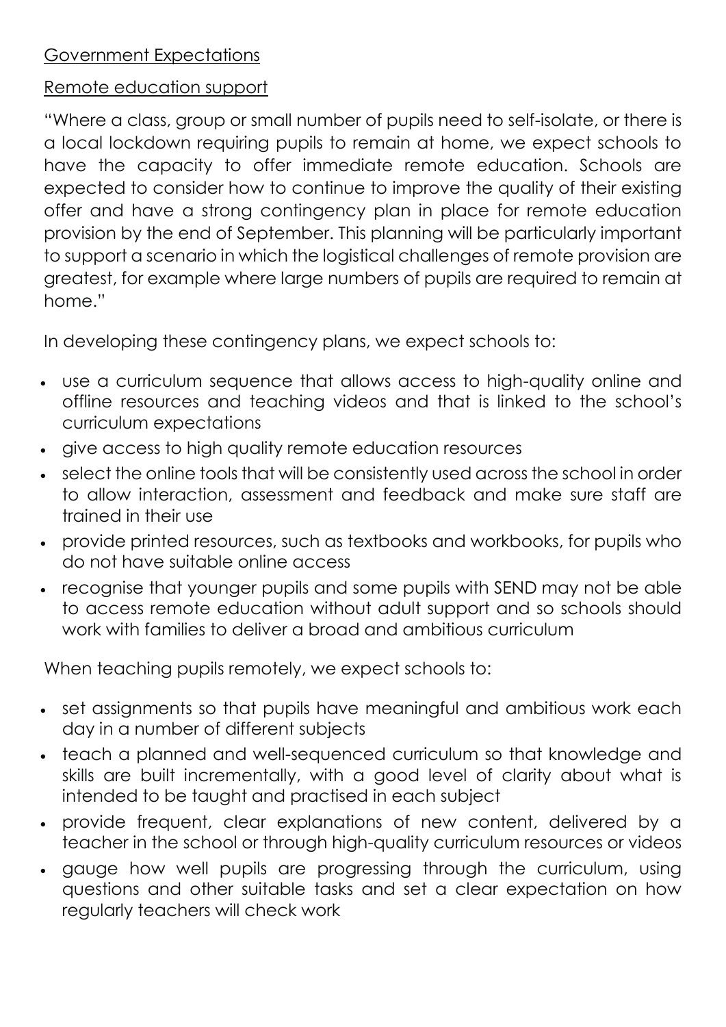## Government Expectations

### Remote education support

"Where a class, group or small number of pupils need to self-isolate, or there is a local lockdown requiring pupils to remain at home, we expect schools to have the capacity to offer immediate remote education. Schools are expected to consider how to continue to improve the quality of their existing offer and have a strong contingency plan in place for remote education provision by the end of September. This planning will be particularly important to support a scenario in which the logistical challenges of remote provision are greatest, for example where large numbers of pupils are required to remain at home."

In developing these contingency plans, we expect schools to:

- use a curriculum sequence that allows access to high-quality online and offline resources and teaching videos and that is linked to the school's curriculum expectations
- give access to high quality remote education resources
- select the online tools that will be consistently used across the school in order to allow interaction, assessment and feedback and make sure staff are trained in their use
- provide printed resources, such as textbooks and workbooks, for pupils who do not have suitable online access
- recognise that younger pupils and some pupils with SEND may not be able to access remote education without adult support and so schools should work with families to deliver a broad and ambitious curriculum

When teaching pupils remotely, we expect schools to:

- set assignments so that pupils have meaningful and ambitious work each day in a number of different subjects
- teach a planned and well-sequenced curriculum so that knowledge and skills are built incrementally, with a good level of clarity about what is intended to be taught and practised in each subject
- provide frequent, clear explanations of new content, delivered by a teacher in the school or through high-quality curriculum resources or videos
- gauge how well pupils are progressing through the curriculum, using questions and other suitable tasks and set a clear expectation on how regularly teachers will check work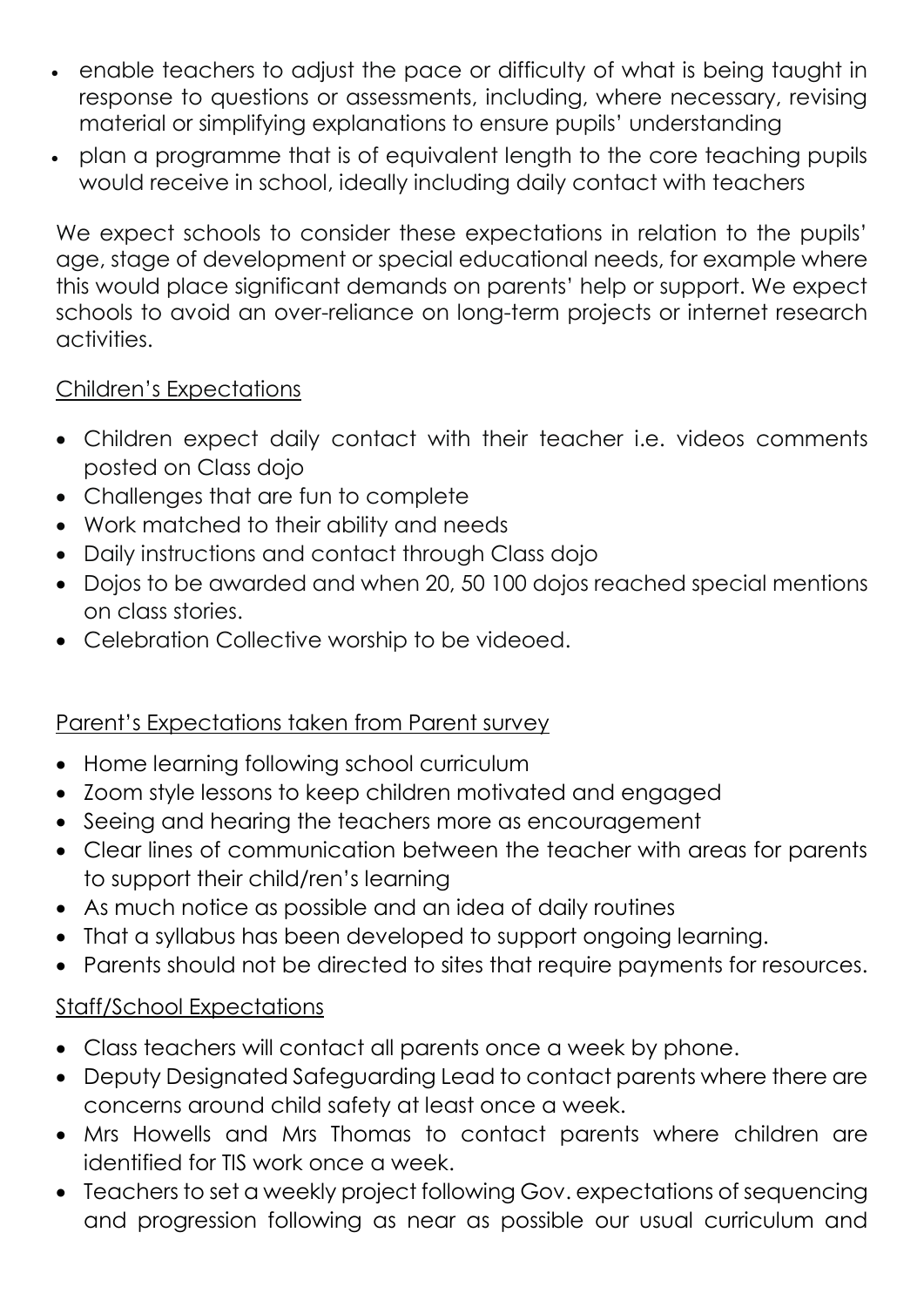- enable teachers to adjust the pace or difficulty of what is being taught in response to questions or assessments, including, where necessary, revising material or simplifying explanations to ensure pupils' understanding
- plan a programme that is of equivalent length to the core teaching pupils would receive in school, ideally including daily contact with teachers

We expect schools to consider these expectations in relation to the pupils' age, stage of development or special educational needs, for example where this would place significant demands on parents' help or support. We expect schools to avoid an over-reliance on long-term projects or internet research activities.

<u>Children's Expectations</u>

- Children expect daily contact with their teacher i.e. videos comments posted on Class dojo
- Challenges that are fun to complete
- Work matched to their ability and needs
- Daily instructions and contact through Class dojo
- Dojos to be awarded and when 20, 50 100 dojos reached special mentions on class stories.
- Celebration Collective worship to be videoed.

<u>Parent's Expectations taken from Parent survey</u>

- Home learning following school curriculum
- Zoom style lessons to keep children motivated and engaged
- Seeing and hearing the teachers more as encouragement
- Clear lines of communication between the teacher with areas for parents to support their child/ren's learning
- As much notice as possible and an idea of daily routines
- That a syllabus has been developed to support ongoing learning.
- Parents should not be directed to sites that require payments for resources.

<u>Staff/School Expectations</u>

- Class teachers will contact all parents once a week by phone.
- Deputy Designated Safeguarding Lead to contact parents where there are concerns around child safety at least once a week.
- Mrs Howells and Mrs Thomas to contact parents where children are identified for TIS work once a week.
- Teachers to set a weekly project following Gov. expectations of sequencing and progression following as near as possible our usual curriculum and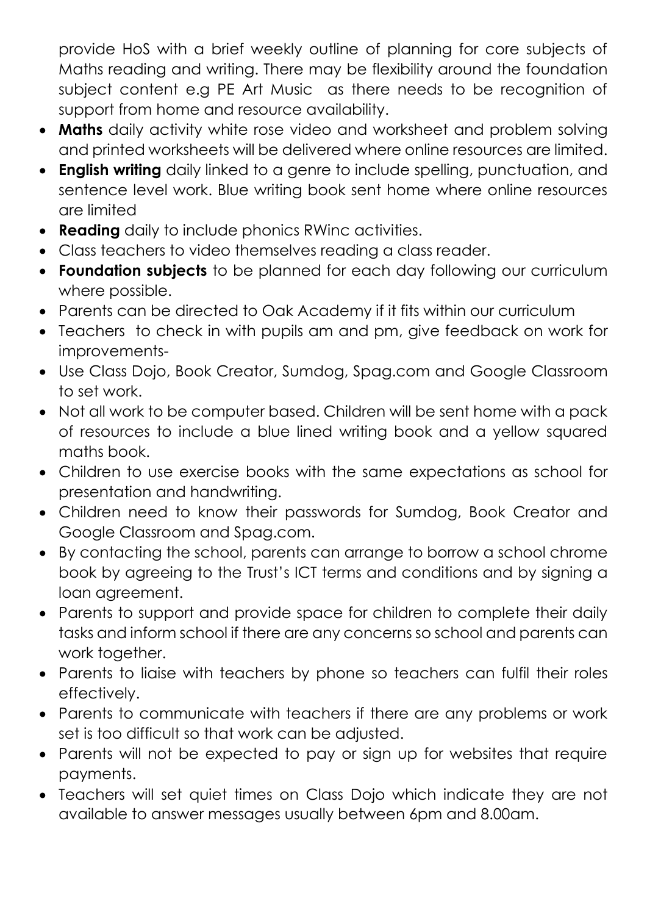provide HoS with a brief weekly outline of planning for core subjects of Maths reading and writing. There may be flexibility around the foundation subject content e.g PE Art Music as there needs to be recognition of support from home and resource availability.

- **Maths** daily activity white rose video and worksheet and problem solving and printed worksheets will be delivered where online resources are limited.
- **English writing** daily linked to a genre to include spelling, punctuation, and sentence level work. Blue writing book sent home where online resources are limited
- **Reading** daily to include phonics RWinc activities.
- Class teachers to video themselves reading a class reader.
- **Foundation subjects** to be planned for each day following our curriculum where possible.
- Parents can be directed to Oak Academy if it fits within our curriculum
- Teachers to check in with pupils am and pm, give feedback on work for improvements-
- Use Class Dojo, Book Creator, Sumdog, Spag.com and Google Classroom to set work.
- Not all work to be computer based. Children will be sent home with a pack of resources to include a blue lined writing book and a yellow squared maths book.
- Children to use exercise books with the same expectations as school for presentation and handwriting.
- Children need to know their passwords for Sumdog, Book Creator and Google Classroom and Spag.com.
- By contacting the school, parents can arrange to borrow a school chrome book by agreeing to the Trust's ICT terms and conditions and by signing a loan agreement.
- Parents to support and provide space for children to complete their daily tasks and inform school if there are any concerns so school and parents can work together.
- Parents to liaise with teachers by phone so teachers can fulfil their roles effectively.
- Parents to communicate with teachers if there are any problems or work set is too difficult so that work can be adjusted.
- Parents will not be expected to pay or sign up for websites that require payments.
- Teachers will set quiet times on Class Dojo which indicate they are not available to answer messages usually between 6pm and 8.00am.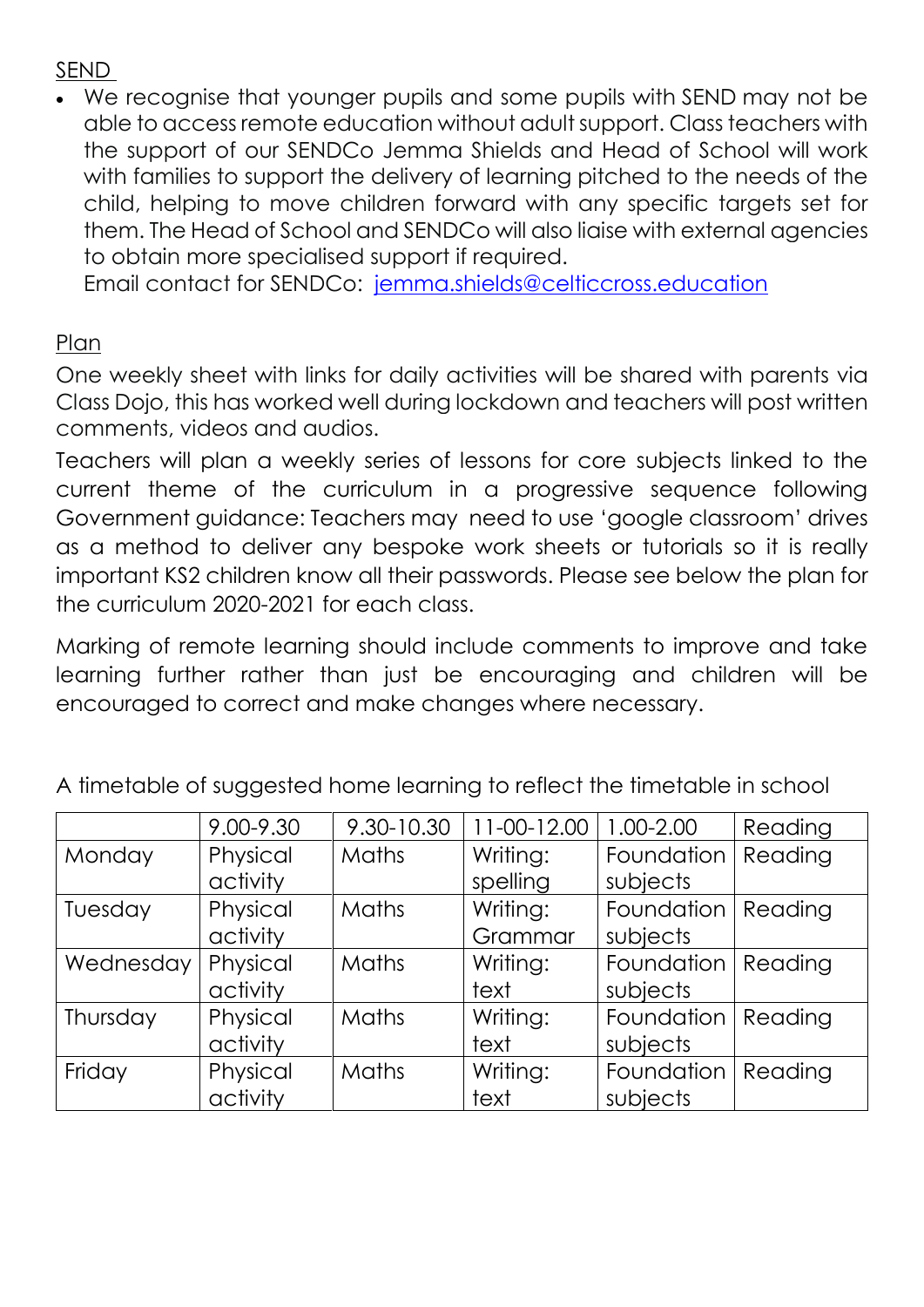## SEND

- We recognise that younger pupils and some pupils with SEND may not be able to access remote education without adult support. Class teachers with the support of our SENDCo Jemma Shields and Head of School will work with families to support the delivery of learning pitched to the needs of the child, helping to move children forward with any specific targets set for them. The Head of School and SENDCo will also liaise with external agencies to obtain more specialised support if required.
  Email contact for SENDCo: [jemma.shields@celticcross.education](mailto:jemma.shields@celticcross.education)

## Plan

One weekly sheet with links for daily activities will be shared with parents via Class Dojo, this has worked well during lockdown and teachers will post written comments, videos and audios.

Teachers will plan a weekly series of lessons for core subjects linked to the current theme of the curriculum in a progressive sequence following Government guidance: Teachers may need to use 'google classroom' drives as a method to deliver any bespoke work sheets or tutorials so it is really important KS2 children know all their passwords. Please see below the plan for the curriculum 2020-2021 for each class.

Marking of remote learning should include comments to improve and take learning further rather than just be encouraging and children will be encouraged to correct and make changes where necessary.

A timetable of suggested home learning to reflect the timetable in school

| | 9.00-9.30 | 9.30-10.30 | 11-00-12.00 | 1.00-2.00 | Reading |
|---|---|---|---|---|---|
| Monday | Physical activity | Maths | Writing: spelling | Foundation subjects | Reading |
| Tuesday | Physical activity | Maths | Writing: Grammar | Foundation subjects | Reading |
| Wednesday | Physical activity | Maths | Writing: text | Foundation subjects | Reading |
| Thursday | Physical activity | Maths | Writing: text | Foundation subjects | Reading |
| Friday | Physical activity | Maths | Writing: text | Foundation subjects | Reading |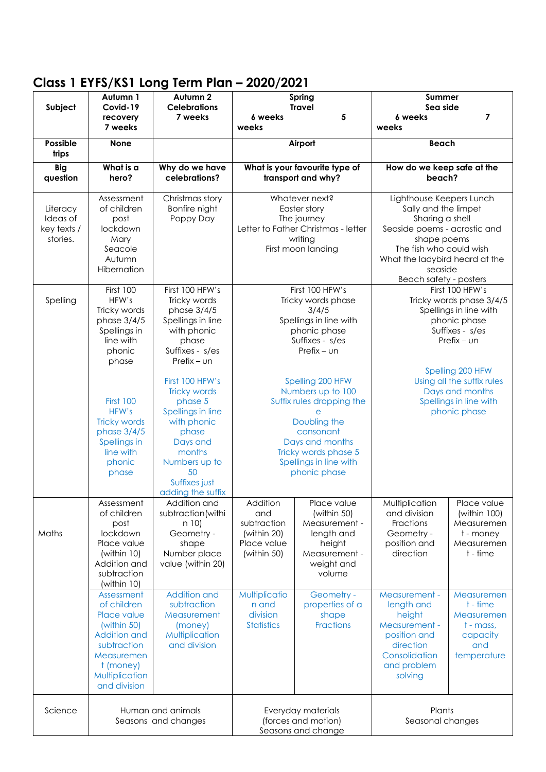# Class 1 EYFS/KS1 Long Term Plan – 2020/2021

| Subject | Autumn 1 Covid-19 recovery 7 weeks | Autumn 2 Celebrations 7 weeks | Spring Travel 6 weeks | 5 weeks | Summer Sea side 6 weeks | 7 weeks |
|---|---|---|---|---|---|---|
| **Possible trips** | **None** | | **Airport** | | **Beach** | |
| **Big question** | **What is a hero?** | **Why do we have celebrations?** | **What is your favourite type of transport and why?** | | **How do we keep safe at the beach?** | |
| Literacy Ideas of key texts / stories. | Assessment of children post lockdown<br>Mary Seacole<br>Autumn<br>Hibernation | Christmas story<br>Bonfire night<br>Poppy Day | Whatever next?<br>Easter story<br>The journey<br>Letter to Father Christmas - letter writing<br>First moon landing | | Lighthouse Keepers Lunch<br>Sally and the limpet<br>Sharing a shell<br>Seaside poems - acrostic and shape poems<br>The fish who could wish<br>What the ladybird heard at the seaside<br>Beach safety - posters | |
| Spelling | First 100 HFW's<br>Tricky words phase 3/4/5<br>Spellings in line with phonic phase<br><br>First 100 HFW's<br>Tricky words phase 3/4/5<br>Spellings in line with phonic phase | First 100 HFW's<br>Tricky words phase 3/4/5<br>Spellings in line with phonic phase<br>Suffixes - s/es<br>Prefix – un<br><br>First 100 HFW's<br>Tricky words phase 5<br>Spellings in line with phonic phase<br>Days and months<br>Numbers up to 50<br>Suffixes just adding the suffix | First 100 HFW's<br>Tricky words phase 3/4/5<br>Spellings in line with phonic phase<br>Suffixes - s/es<br>Prefix – un<br><br>Spelling 200 HFW<br>Numbers up to 100<br>Suffix rules dropping the e<br>Doubling the consonant<br>Days and months<br>Tricky words phase 5<br>Spellings in line with phonic phase | | First 100 HFW's<br>Tricky words phase 3/4/5<br>Spellings in line with phonic phase<br>Suffixes - s/es<br>Prefix – un<br><br>Spelling 200 HFW<br>Using all the suffix rules<br>Days and months<br>Spellings in line with phonic phase | |
| Maths | Assessment of children post lockdown<br>Place value (within 10)<br>Addition and subtraction (within 10) | Addition and subtraction(within 10)<br>Geometry - shape<br>Number place value (within 20) | Addition and subtraction (within 20)<br>Place value (within 50) | Place value (within 50)<br>Measurement - length and height<br>Measurement - weight and volume | Multiplication and division<br>Fractions<br>Geometry - position and direction | Place value (within 100)<br>Measurement - money<br>Measurement - time |
| | Assessment of children<br>Place value (within 50)<br>Addition and subtraction<br>Measurement (money)<br>Multiplication and division | Addition and subtraction<br>Measurement (money)<br>Multiplication and division | Multiplication and division<br>Statistics | Geometry - properties of a shape<br>Fractions | Measurement - length and height<br>Measurement - position and direction<br>Consolidation and problem solving | Measurement - time<br>Measurement - mass, capacity and temperature |
| Science | Human and animals<br>Seasons and changes | | Everyday materials<br>(forces and motion)<br>Seasons and change | | Plants<br>Seasonal changes | |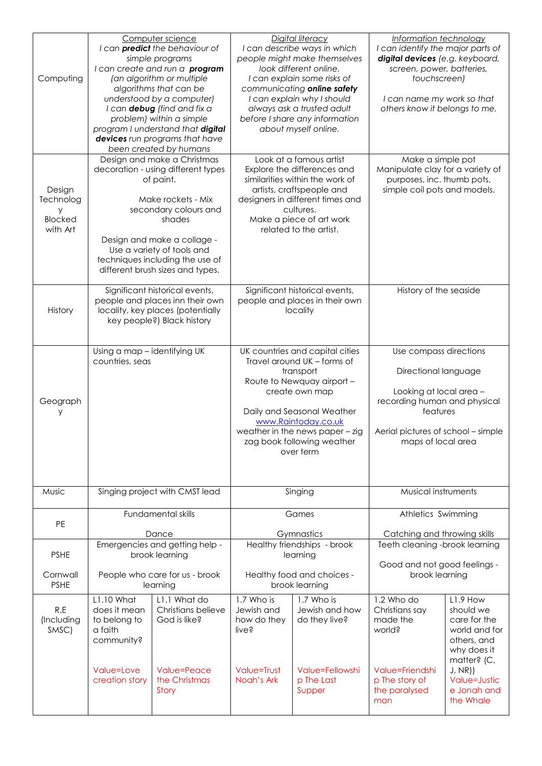| Computing | <u>Computer science</u><br>I can ***predict*** the behaviour of simple programs<br>I can create and run a ***program*** (an algorithm or multiple algorithms that can be understood by a computer)<br>I can ***debug*** (find and fix a problem) within a simple program I understand that ***digital devices*** run programs that have been created by humans | | <u>*Digital literacy*</u><br>*I can describe ways in which people might make themselves look different online.*<br>*I can explain some risks of communicating **online safety***<br>*I can explain why I should always ask a trusted adult before I share any information about myself online.* | | <u>*Information technology*</u><br>*I can identify the major parts of **digital devices** (e.g. keyboard, screen, power, batteries, touchscreen)*<br><br>*I can name my work so that others know it belongs to me.* | |
|---|---|---|---|---|---|---|
| Design Technology Blocked with Art | Design and make a Christmas decoration - using different types of paint.<br><br>Make rockets - Mix secondary colours and shades<br><br>Design and make a collage - Use a variety of tools and techniques including the use of different brush sizes and types. | | Look at a famous artist<br>Explore the differences and similarities within the work of artists, craftspeople and designers in different times and cultures.<br>Make a piece of art work related to the artist. | | Make a simple pot<br>Manipulate clay for a variety of purposes, inc. thumb pots, simple coil pots and models. | |
| History | Significant historical events, people and places inn their own locality, key places (potentially key people?) Black history | | Significant historical events, people and places in their own locality | | History of the seaside | |
| Geography | Using a map – identifying UK countries, seas | | UK countries and capital cities<br>Travel around UK – forms of transport<br>Route to Newquay airport – create own map<br><br>Daily and Seasonal Weather<br>www.Raintoday.co.uk<br>weather in the news paper – zig zag book following weather over term | | Use compass directions<br><br>Directional language<br><br>Looking at local area – recording human and physical features<br><br>Aerial pictures of school – simple maps of local area | |
| Music | Singing project with CMST lead | | Singing | | Musical instruments | |
| PE | Fundamental skills<br><br>Dance | | Games<br><br>Gymnastics | | Athletics Swimming<br><br>Catching and throwing skills | |
| PSHE<br><br>Cornwall PSHE | Emergencies and getting help - brook learning<br><br>People who care for us - brook learning | | Healthy friendships - brook learning<br><br>Healthy food and choices - brook learning | | Teeth cleaning -brook learning<br><br>Good and not good feelings - brook learning | |
| R.E (Including SMSC) | L1.10 What does it mean to belong to a faith community?<br><br>Value=Love creation story | L1.1 What do Christians believe God is like?<br><br>Value=Peace the Christmas Story | 1.7 Who is Jewish and how do they live?<br><br>Value=Trust Noah's Ark | 1.7 Who is Jewish and how do they live?<br><br>Value=Fellowship The Last Supper | 1.2 Who do Christians say made the world?<br><br>Value=Friendship The story of the paralysed man | L1.9 How should we care for the world and for others, and why does it matter? (C, J, NR))<br>Value=Justice Jonah and the Whale |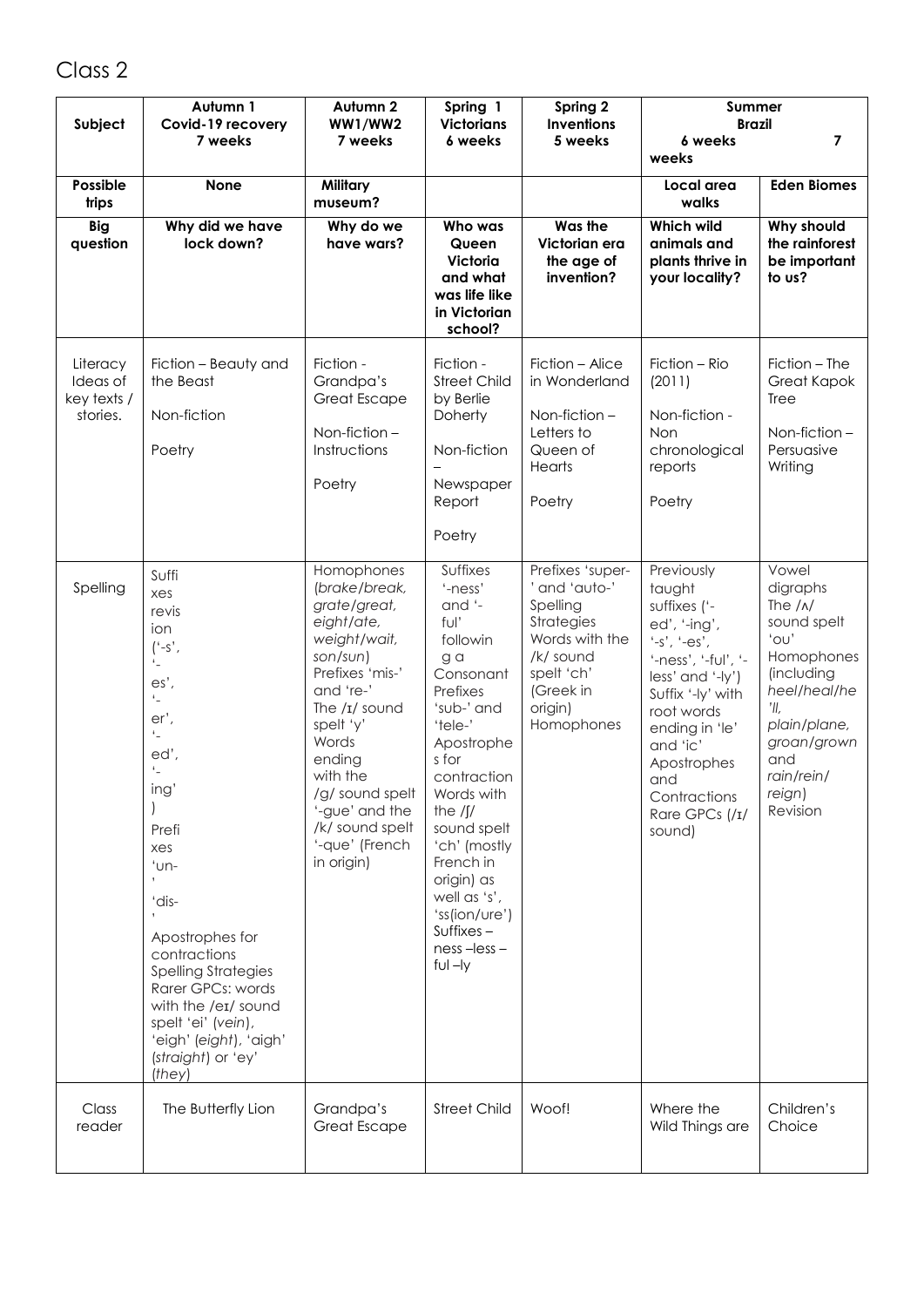# Class 2

| Subject | Autumn 1 Covid-19 recovery 7 weeks | Autumn 2 WW1/WW2 7 weeks | Spring 1 Victorians 6 weeks | Spring 2 Inventions 5 weeks | Summer Brazil 6 weeks | 7 weeks |
|---|---|---|---|---|---|---|
| **Possible trips** | **None** | **Military museum?** | | | **Local area walks** | **Eden Biomes** |
| **Big question** | **Why did we have lock down?** | **Why do we have wars?** | **Who was Queen Victoria and what was life like in Victorian school?** | **Was the Victorian era the age of invention?** | **Which wild animals and plants thrive in your locality?** | **Why should the rainforest be important to us?** |
| Literacy Ideas of key texts / stories. | Fiction – Beauty and the Beast<br><br>Non-fiction<br><br>Poetry | Fiction - Grandpa's Great Escape<br><br>Non-fiction – Instructions<br><br>Poetry | Fiction - Street Child by Berlie Doherty<br><br>Non-fiction – Newspaper Report<br><br>Poetry | Fiction – Alice in Wonderland<br><br>Non-fiction – Letters to Queen of Hearts<br><br>Poetry | Fiction – Rio (2011)<br><br>Non-fiction - Non chronological reports<br><br>Poetry | Fiction – The Great Kapok Tree<br><br>Non-fiction – Persuasive Writing |
| Spelling | Suffixes revision ('-s', '-es', '-er', '-ed', '-ing')<br>Prefixes 'un-' 'dis-'<br>Apostrophes for contractions<br>Spelling Strategies<br>Rarer GPCs: words with the /eɪ/ sound spelt 'ei' (*vein*), 'eigh' (*eight*), 'aigh' (*straight*) or 'ey' (*they*) | Homophones (*brake/break, grate/great, eight/ate, weight/wait, son/sun*)<br>Prefixes 'mis-' and 're-'<br>The /ɪ/ sound spelt 'y'<br>Words ending with the /g/ sound spelt '-gue' and the /k/ sound spelt '-que' (French in origin) | Suffixes '-ness' and '-ful' following a Consonant<br>Prefixes 'sub-' and 'tele-'<br>Apostrophes for contraction<br>Words with the /ʃ/ sound spelt 'ch' (mostly French in origin) as well as 's', 'ss(ion/ure')<br>Suffixes – ness –less – ful –ly | Prefixes 'super-' and 'auto-'<br>Spelling Strategies<br>Words with the /k/ sound spelt 'ch' (Greek in origin)<br>Homophones | Previously taught suffixes ('-ed', '-ing', '-s', '-es', '-ness', '-ful', '-less' and '-ly')<br>Suffix '-ly' with root words ending in 'le' and 'ic'<br>Apostrophes and Contractions<br>Rare GPCs (/ɪ/ sound) | Vowel digraphs<br>The /ʌ/ sound spelt 'ou'<br>Homophones (including *heel/heal/he'll, plain/plane, groan/grown* and *rain/rein/reign*)<br>Revision |
| Class reader | The Butterfly Lion | Grandpa's Great Escape | Street Child | Woof! | Where the Wild Things are | Children's Choice |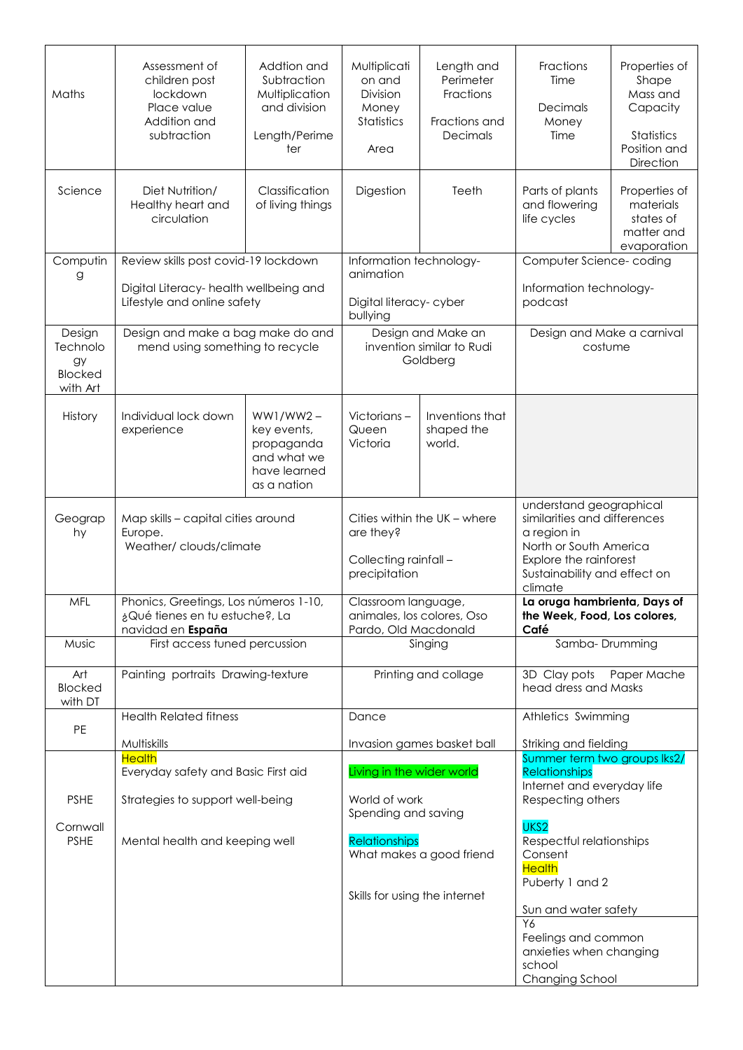| | | | | | | |
|---|---|---|---|---|---|---|
| Maths | Assessment of children post lockdown<br>Place value<br>Addition and subtraction | Addtion and Subtraction<br>Multiplication and division<br><br>Length/Perimeter | Multiplication and Division<br>Money<br>Statistics<br><br>Area | Length and Perimeter<br>Fractions<br><br>Fractions and Decimals | Fractions<br>Time<br><br>Decimals<br>Money<br>Time | Properties of Shape<br>Mass and Capacity<br><br>Statistics<br>Position and Direction |
| Science | Diet Nutrition/ Healthy heart and circulation | Classification of living things | Digestion | Teeth | Parts of plants and flowering life cycles | Properties of materials states of matter and evaporation |
| Computing | Review skills post covid-19 lockdown<br><br>Digital Literacy- health wellbeing and Lifestyle and online safety | | Information technology- animation<br><br>Digital literacy- cyber bullying | | Computer Science- coding<br><br>Information technology- podcast | |
| Design Technology Blocked with Art | Design and make a bag make do and mend using something to recycle | | Design and Make an invention similar to Rudi Goldberg | | Design and Make a carnival costume | |
| History | Individual lock down experience | WW1/WW2 – key events, propaganda and what we have learned as a nation | Victorians – Queen Victoria | Inventions that shaped the world. | | |
| Geography | Map skills – capital cities around Europe.<br>Weather/ clouds/climate | | Cities within the UK – where are they?<br><br>Collecting rainfall – precipitation | | understand geographical similarities and differences a region in North or South America<br>Explore the rainforest<br>Sustainability and effect on climate | |
| MFL | Phonics, Greetings, Los números 1-10, ¿Qué tienes en tu estuche?, La navidad en **España** | | Classroom language, animales, los colores, Oso Pardo, Old Macdonald | | **La oruga hambrienta, Days of the Week, Food, Los colores, Café** | |
| Music | First access tuned percussion | | Singing | | Samba- Drumming | |
| Art Blocked with DT | Painting portraits Drawing-texture | | Printing and collage | | 3D Clay pots Paper Mache head dress and Masks | |
| PE | Health Related fitness<br><br>Multiskills | | Dance<br><br>Invasion games basket ball | | Athletics Swimming<br><br>Striking and fielding | |
| PSHE<br><br>Cornwall PSHE | Health<br>Everyday safety and Basic First aid<br><br>Strategies to support well-being<br><br>Mental health and keeping well | | Living in the wider world<br><br>World of work<br>Spending and saving<br><br>Relationships<br>What makes a good friend<br><br>Skills for using the internet | | Summer term two groups lks2/<br>Relationships<br>Internet and everyday life<br>Respecting others<br><br>UKS2<br>Respectful relationships<br>Consent<br>Health<br>Puberty 1 and 2<br><br>Sun and water safety<br><br>Y6<br>Feelings and common anxieties when changing school<br>Changing School | |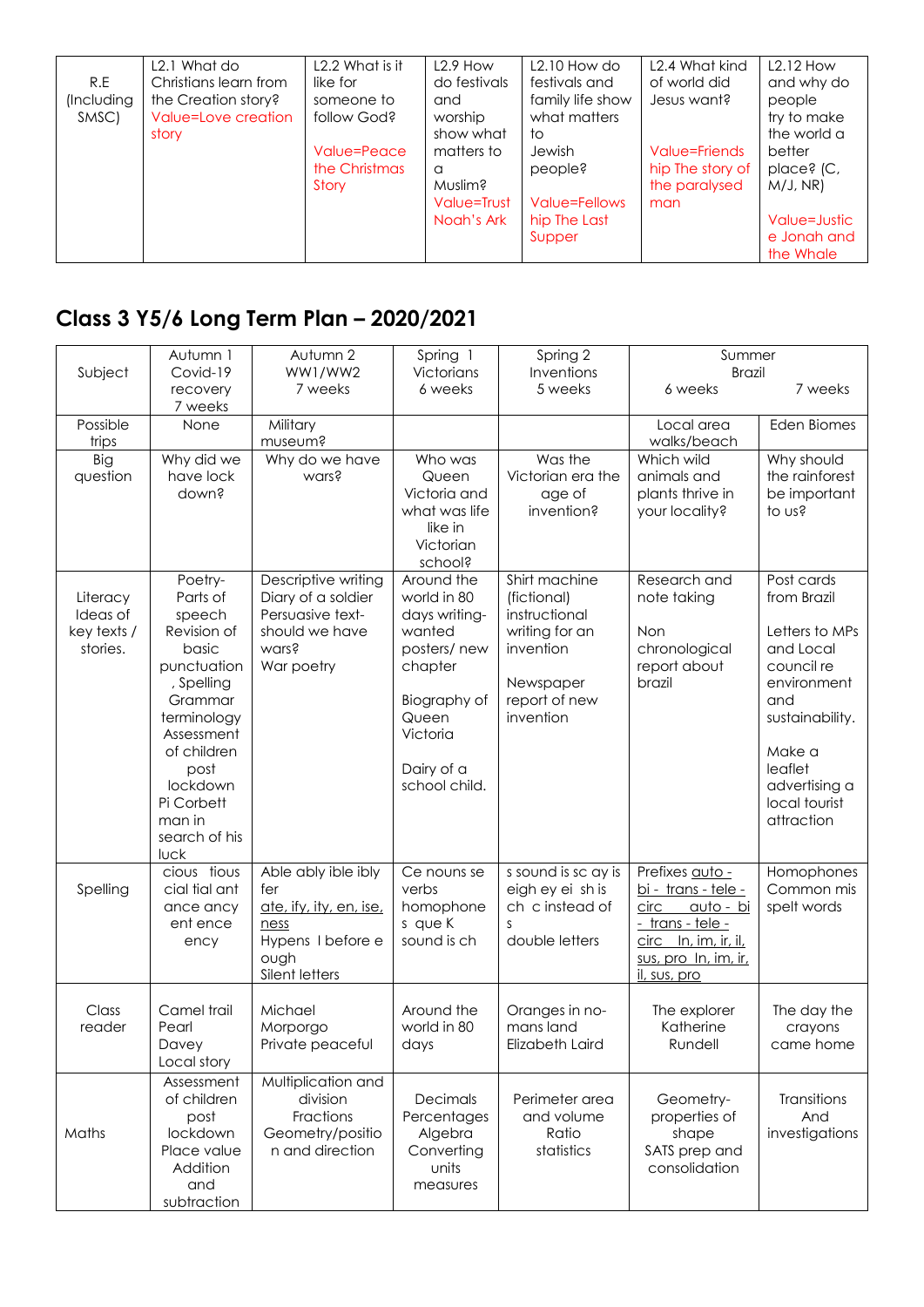| R.E (Including SMSC) | L2.1 What do Christians learn from the Creation story? Value=Love creation story | L2.2 What is it like for someone to follow God? Value=Peace the Christmas Story | L2.9 How do festivals and worship show what matters to a Muslim? Value=Trust Noah's Ark | L2.10 How do festivals and family life show what matters to Jewish people? Value=Fellowship The Last Supper | L2.4 What kind of world did Jesus want? Value=Friendship The story of the paralysed man | L2.12 How and why do people try to make the world a better place? (C, M/J, NR) Value=Justice Jonah and the Whale |
|---|---|---|---|---|---|---|

## Class 3 Y5/6 Long Term Plan – 2020/2021

| Subject | Autumn 1 Covid-19 recovery 7 weeks | Autumn 2 WW1/WW2 7 weeks | Spring 1 Victorians 6 weeks | Spring 2 Inventions 5 weeks | Summer Brazil 6 weeks | 7 weeks |
|---|---|---|---|---|---|---|
| Possible trips | None | Military museum? | | | Local area walks/beach | Eden Biomes |
| Big question | Why did we have lock down? | Why do we have wars? | Who was Queen Victoria and what was life like in Victorian school? | Was the Victorian era the age of invention? | Which wild animals and plants thrive in your locality? | Why should the rainforest be important to us? |
| Literacy Ideas of key texts / stories. | Poetry- Parts of speech Revision of basic punctuation , Spelling Grammar terminology Assessment of children post lockdown Pi Corbett man in search of his luck | Descriptive writing Diary of a soldier Persuasive text- should we have wars? War poetry | Around the world in 80 days writing- wanted posters/ new chapter<br><br>Biography of Queen Victoria<br><br>Dairy of a school child. | Shirt machine (fictional) instructional writing for an invention<br><br>Newspaper report of new invention | Research and note taking<br><br>Non chronological report about brazil | Post cards from Brazil<br><br>Letters to MPs and Local council re environment and sustainability.<br><br>Make a leaflet advertising a local tourist attraction |
| Spelling | cious tious cial tial ant ance ancy ent ence ency | Able ably ible ibly fer ate, ify, ity, en, ise, ness Hypens I before e ough Silent letters | Ce nouns se verbs homophones que K sound is ch | s sound is sc ay is eigh ey ei sh is ch c instead of s double letters | Prefixes auto - bi - trans - tele - circ auto - bi - trans - tele - circ In, im, ir, il, sus, pro In, im, ir, il, sus, pro | Homophones Common mis spelt words |
| Class reader | Camel trail Pearl Davey Local story | Michael Morporgo Private peaceful | Around the world in 80 days | Oranges in no-mans land Elizabeth Laird | The explorer Katherine Rundell | The day the crayons came home |
| Maths | Assessment of children post lockdown Place value Addition and subtraction | Multiplication and division Fractions Geometry/position and direction | Decimals Percentages Algebra Converting units measures | Perimeter area and volume Ratio statistics | Geometry- properties of shape SATS prep and consolidation | Transitions And investigations |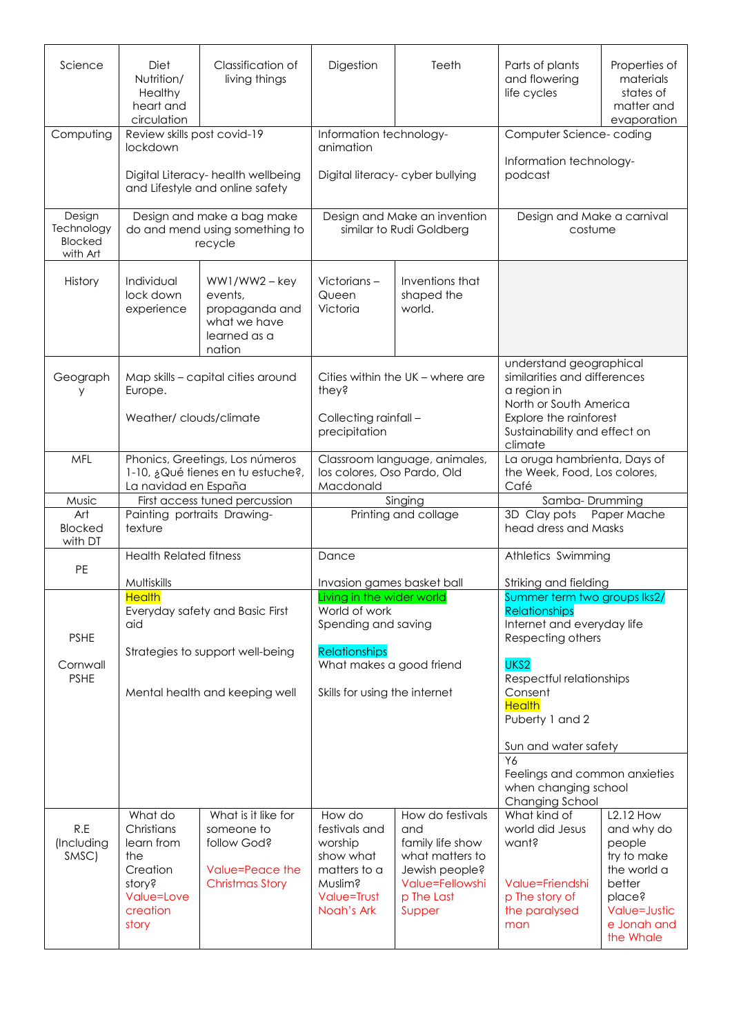| | | | | | | |
|---|---|---|---|---|---|---|
| Science | Diet Nutrition/ Healthy heart and circulation | Classification of living things | Digestion | Teeth | Parts of plants and flowering life cycles | Properties of materials states of matter and evaporation |
| Computing | Review skills post covid-19 lockdown<br><br>Digital Literacy- health wellbeing and Lifestyle and online safety | | Information technology- animation<br><br>Digital literacy- cyber bullying | | Computer Science- coding<br><br>Information technology- podcast | |
| Design Technology Blocked with Art | Design and make a bag make do and mend using something to recycle | | Design and Make an invention similar to Rudi Goldberg | | Design and Make a carnival costume | |
| History | Individual lock down experience | WW1/WW2 – key events, propaganda and what we have learned as a nation | Victorians – Queen Victoria | Inventions that shaped the world. | | |
| Geography | Map skills – capital cities around Europe.<br><br>Weather/ clouds/climate | | Cities within the UK – where are they?<br><br>Collecting rainfall – precipitation | | understand geographical similarities and differences a region in North or South America Explore the rainforest Sustainability and effect on climate | |
| MFL | Phonics, Greetings, Los números 1-10, ¿Qué tienes en tu estuche?, La navidad en España | | Classroom language, animales, los colores, Oso Pardo, Old Macdonald | | La oruga hambrienta, Days of the Week, Food, Los colores, Café | |
| Music | First access tuned percussion | | Singing | | Samba- Drumming | |
| Art Blocked with DT | Painting portraits Drawing- texture | | Printing and collage | | 3D Clay pots Paper Mache head dress and Masks | |
| PE | Health Related fitness<br><br>Multiskills | | Dance<br><br>Invasion games basket ball | | Athletics Swimming<br><br>Striking and fielding | |
| PSHE<br><br>Cornwall PSHE | Health<br>Everyday safety and Basic First aid<br><br>Strategies to support well-being<br><br>Mental health and keeping well | | Living in the wider world<br>World of work<br>Spending and saving<br><br>Relationships<br>What makes a good friend<br><br>Skills for using the internet | | Summer term two groups lks2/ Relationships<br>Internet and everyday life<br>Respecting others<br><br>UKS2<br>Respectful relationships<br>Consent<br>Health<br>Puberty 1 and 2<br><br>Sun and water safety<br><br>Y6<br>Feelings and common anxieties when changing school<br>Changing School | |
| R.E (Including SMSC) | What do Christians learn from the Creation story? Value=Love creation story | What is it like for someone to follow God?<br><br>Value=Peace the Christmas Story | How do festivals and worship show what matters to a Muslim? Value=Trust Noah's Ark | How do festivals and family life show what matters to Jewish people? Value=Fellowship The Last Supper | What kind of world did Jesus want?<br><br>Value=Friendship The story of the paralysed man | L2.12 How and why do people try to make the world a better place? Value=Justice Jonah and the Whale |